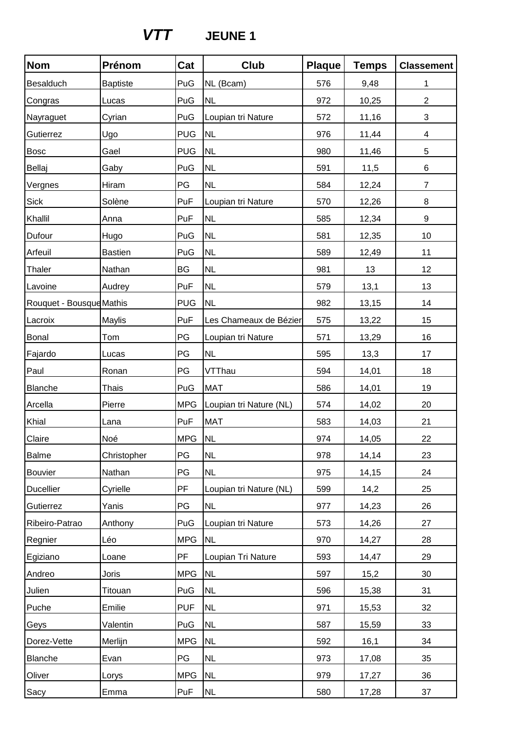# *VTT* JEUNE 1

| Nom | Prénom | Cat | Club | Plaque | Temps | Classement |
|---|---|---|---|---|---|---|
| Besalduch | Baptiste | PuG | NL (Bcam) | 576 | 9,48 | 1 |
| Congras | Lucas | PuG | NL | 972 | 10,25 | 2 |
| Nayraguet | Cyrian | PuG | Loupian tri Nature | 572 | 11,16 | 3 |
| Gutierrez | Ugo | PUG | NL | 976 | 11,44 | 4 |
| Bosc | Gael | PUG | NL | 980 | 11,46 | 5 |
| Bellaj | Gaby | PuG | NL | 591 | 11,5 | 6 |
| Vergnes | Hiram | PG | NL | 584 | 12,24 | 7 |
| Sick | Solène | PuF | Loupian tri Nature | 570 | 12,26 | 8 |
| Khallil | Anna | PuF | NL | 585 | 12,34 | 9 |
| Dufour | Hugo | PuG | NL | 581 | 12,35 | 10 |
| Arfeuil | Bastien | PuG | NL | 589 | 12,49 | 11 |
| Thaler | Nathan | BG | NL | 981 | 13 | 12 |
| Lavoine | Audrey | PuF | NL | 579 | 13,1 | 13 |
| Rouquet - Bousque | Mathis | PUG | NL | 982 | 13,15 | 14 |
| Lacroix | Maylis | PuF | Les Chameaux de Bézier | 575 | 13,22 | 15 |
| Bonal | Tom | PG | Loupian tri Nature | 571 | 13,29 | 16 |
| Fajardo | Lucas | PG | NL | 595 | 13,3 | 17 |
| Paul | Ronan | PG | VTThau | 594 | 14,01 | 18 |
| Blanche | Thais | PuG | MAT | 586 | 14,01 | 19 |
| Arcella | Pierre | MPG | Loupian tri Nature (NL) | 574 | 14,02 | 20 |
| Khial | Lana | PuF | MAT | 583 | 14,03 | 21 |
| Claire | Noé | MPG | NL | 974 | 14,05 | 22 |
| Balme | Christopher | PG | NL | 978 | 14,14 | 23 |
| Bouvier | Nathan | PG | NL | 975 | 14,15 | 24 |
| Ducellier | Cyrielle | PF | Loupian tri Nature (NL) | 599 | 14,2 | 25 |
| Gutierrez | Yanis | PG | NL | 977 | 14,23 | 26 |
| Ribeiro-Patrao | Anthony | PuG | Loupian tri Nature | 573 | 14,26 | 27 |
| Regnier | Léo | MPG | NL | 970 | 14,27 | 28 |
| Egiziano | Loane | PF | Loupian Tri Nature | 593 | 14,47 | 29 |
| Andreo | Joris | MPG | NL | 597 | 15,2 | 30 |
| Julien | Titouan | PuG | NL | 596 | 15,38 | 31 |
| Puche | Emilie | PUF | NL | 971 | 15,53 | 32 |
| Geys | Valentin | PuG | NL | 587 | 15,59 | 33 |
| Dorez-Vette | Merlijn | MPG | NL | 592 | 16,1 | 34 |
| Blanche | Evan | PG | NL | 973 | 17,08 | 35 |
| Oliver | Lorys | MPG | NL | 979 | 17,27 | 36 |
| Sacy | Emma | PuF | NL | 580 | 17,28 | 37 |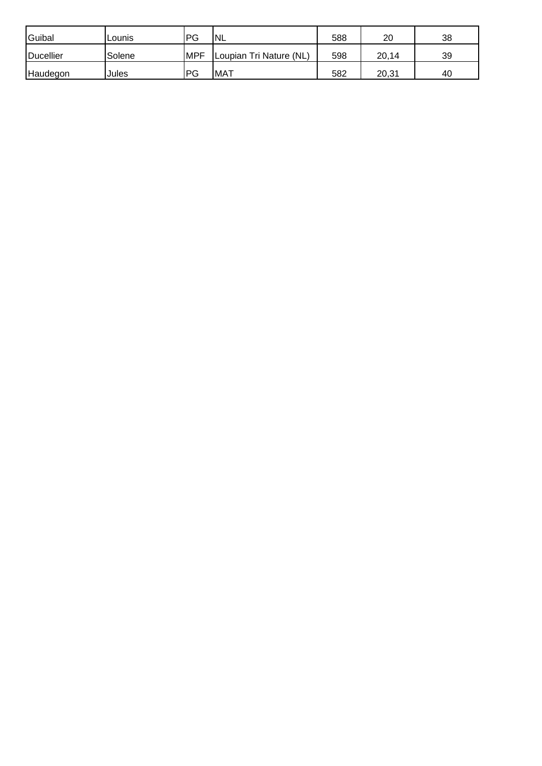| | | | | | | |
|---|---|---|---|---|---|---|
| Guibal | Lounis | PG | NL | 588 | 20 | 38 |
| Ducellier | Solene | MPF | Loupian Tri Nature (NL) | 598 | 20,14 | 39 |
| Haudegon | Jules | PG | MAT | 582 | 20,31 | 40 |